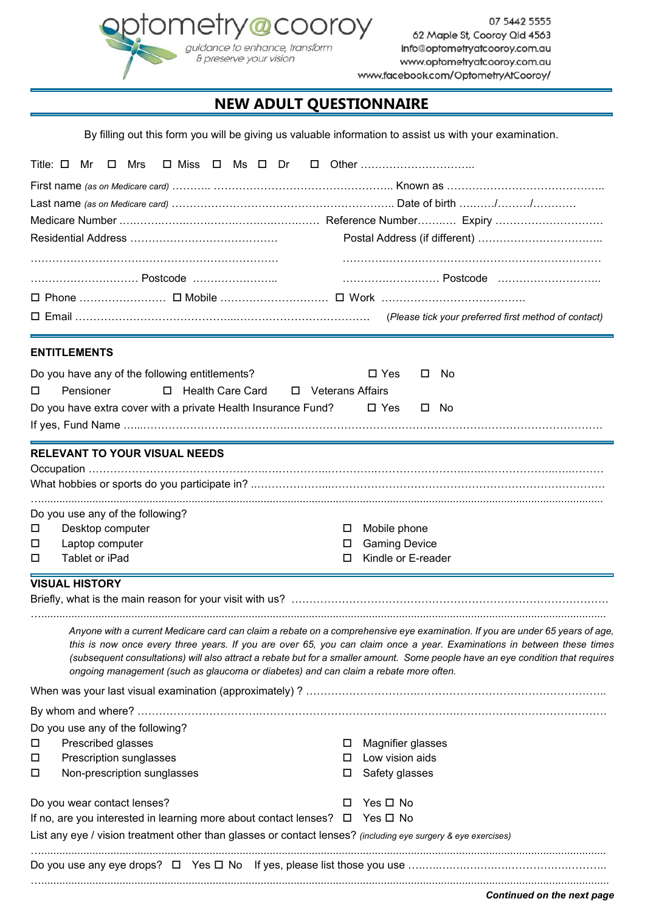optometry@cooroy

guidance to enhance, transform & preserve your vision

07 5442 5555
62 Maple St, Cooroy Qld 4563
info@optometryatcooroy.com.au
www.optometryatcooroy.com.au
www.facebook.com/OptometryAtCooroy/

# NEW ADULT QUESTIONNAIRE

By filling out this form you will be giving us valuable information to assist us with your examination.

Title: ☐ Mr ☐ Mrs ☐ Miss ☐ Ms ☐ Dr ☐ Other …………………………..

First name *(as on Medicare card)* ……….. …………………………………………. Known as ……………………………………..

Last name *(as on Medicare card)* …………………………………………………….. Date of birth ………/………/…………

Medicare Number …………………………………………………. Reference Number……….. Expiry …………………………

Residential Address …………………………………. Postal Address (if different) ……………………………..

…………………………………………………………… ……………………………………………………………

………………………… Postcode ………………….. ……………………… Postcode ………………………..

☐ Phone …………………… ☐ Mobile ………………………… ☐ Work …………………………………..

☐ Email …………………………………………………………………………… (*Please tick your preferred first method of contact)*

## ENTITLEMENTS

Do you have any of the following entitlements? ☐ Yes ☐ No

☐ Pensioner ☐ Health Care Card ☐ Veterans Affairs

Do you have extra cover with a private Health Insurance Fund? ☐ Yes ☐ No

If yes, Fund Name ……………………………………………………………………………………………………………

## RELEVANT TO YOUR VISUAL NEEDS

Occupation …………………………………………………………………………………………………………………

What hobbies or sports do you participate in? ……………………………………………………………………………

……………………………………………………………………………………………………………………………

Do you use any of the following?

☐ Desktop computer
☐ Laptop computer
☐ Tablet or iPad
☐ Mobile phone
☐ Gaming Device
☐ Kindle or E-reader

## VISUAL HISTORY

Briefly, what is the main reason for your visit with us? …………………………………………………………………

……………………………………………………………………………………………………………………………

*Anyone with a current Medicare card can claim a rebate on a comprehensive eye examination. If you are under 65 years of age, this is now once every three years. If you are over 65, you can claim once a year. Examinations in between these times (subsequent consultations) will also attract a rebate but for a smaller amount. Some people have an eye condition that requires ongoing management (such as glaucoma or diabetes) and can claim a rebate more often.*

When was your last visual examination (approximately) ? …………………………………………………………………..

By whom and where? ………………………………………………………………………………………………………

Do you use any of the following?

☐ Prescribed glasses
☐ Prescription sunglasses
☐ Non-prescription sunglasses
☐ Magnifier glasses
☐ Low vision aids
☐ Safety glasses

Do you wear contact lenses? ☐ Yes ☐ No

If no, are you interested in learning more about contact lenses? ☐ Yes ☐ No

List any eye / vision treatment other than glasses or contact lenses? *(including eye surgery & eye exercises)*

……………………………………………………………………………………………………………………………

Do you use any eye drops? ☐ Yes ☐ No If yes, please list those you use ……………………………………………..

……………………………………………………………………………………………………………………………

***Continued on the next page***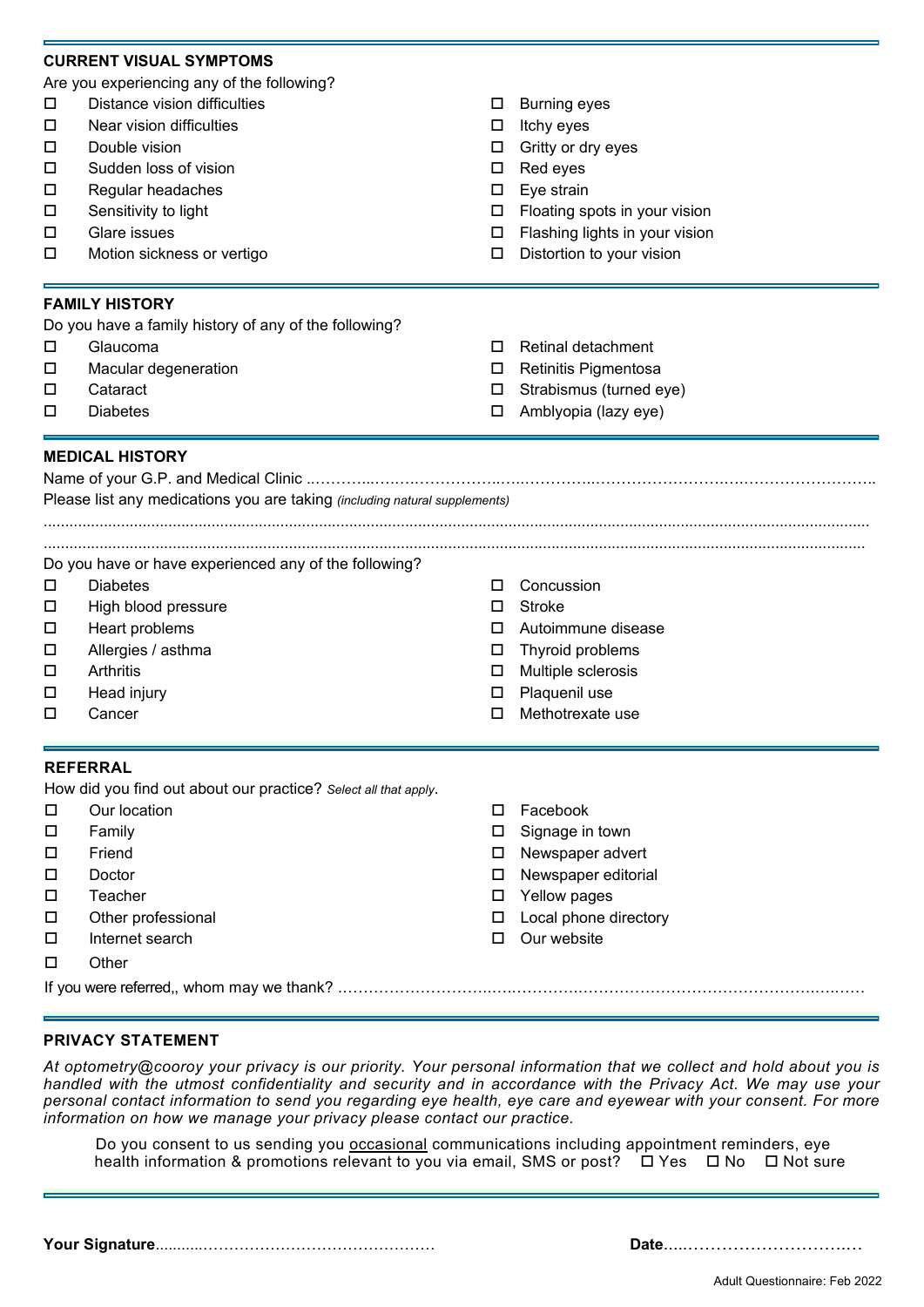## CURRENT VISUAL SYMPTOMS

Are you experiencing any of the following?

- ☐ Distance vision difficulties
- ☐ Near vision difficulties
- ☐ Double vision
- ☐ Sudden loss of vision
- ☐ Regular headaches
- ☐ Sensitivity to light
- ☐ Glare issues
- ☐ Motion sickness or vertigo
- ☐ Burning eyes
- ☐ Itchy eyes
- ☐ Gritty or dry eyes
- ☐ Red eyes
- ☐ Eye strain
- ☐ Floating spots in your vision
- ☐ Flashing lights in your vision
- ☐ Distortion to your vision

## FAMILY HISTORY

Do you have a family history of any of the following?

- ☐ Glaucoma
- ☐ Macular degeneration
- ☐ Cataract
- ☐ Diabetes
- ☐ Retinal detachment
- ☐ Retinitis Pigmentosa
- ☐ Strabismus (turned eye)
- ☐ Amblyopia (lazy eye)

## MEDICAL HISTORY

Name of your G.P. and Medical Clinic ................................................................................................

Please list any medications you are taking *(including natural supplements)*

..........................................................................................................................................................

..........................................................................................................................................................

Do you have or have experienced any of the following?

- ☐ Diabetes
- ☐ High blood pressure
- ☐ Heart problems
- ☐ Allergies / asthma
- ☐ Arthritis
- ☐ Head injury
- ☐ Cancer
- ☐ Concussion
- ☐ Stroke
- ☐ Autoimmune disease
- ☐ Thyroid problems
- ☐ Multiple sclerosis
- ☐ Plaquenil use
- ☐ Methotrexate use

## REFERRAL

How did you find out about our practice? *Select all that apply*.

- ☐ Our location
- ☐ Family
- ☐ Friend
- ☐ Doctor
- ☐ Teacher
- ☐ Other professional
- ☐ Internet search
- ☐ Facebook
- ☐ Signage in town
- ☐ Newspaper advert
- ☐ Newspaper editorial
- ☐ Yellow pages
- ☐ Local phone directory
- ☐ Our website
- ☐ Other

If you were referred,, whom may we thank? ................................................................................................

## PRIVACY STATEMENT

*At optometry@cooroy your privacy is our priority. Your personal information that we collect and hold about you is handled with the utmost confidentiality and security and in accordance with the Privacy Act. We may use your personal contact information to send you regarding eye health, eye care and eyewear with your consent. For more information on how we manage your privacy please contact our practice.*

Do you consent to us sending you occasional communications including appointment reminders, eye health information & promotions relevant to you via email, SMS or post? ☐ Yes ☐ No ☐ Not sure

**Your Signature**................................................................ **Date**.......................................

Adult Questionnaire: Feb 2022